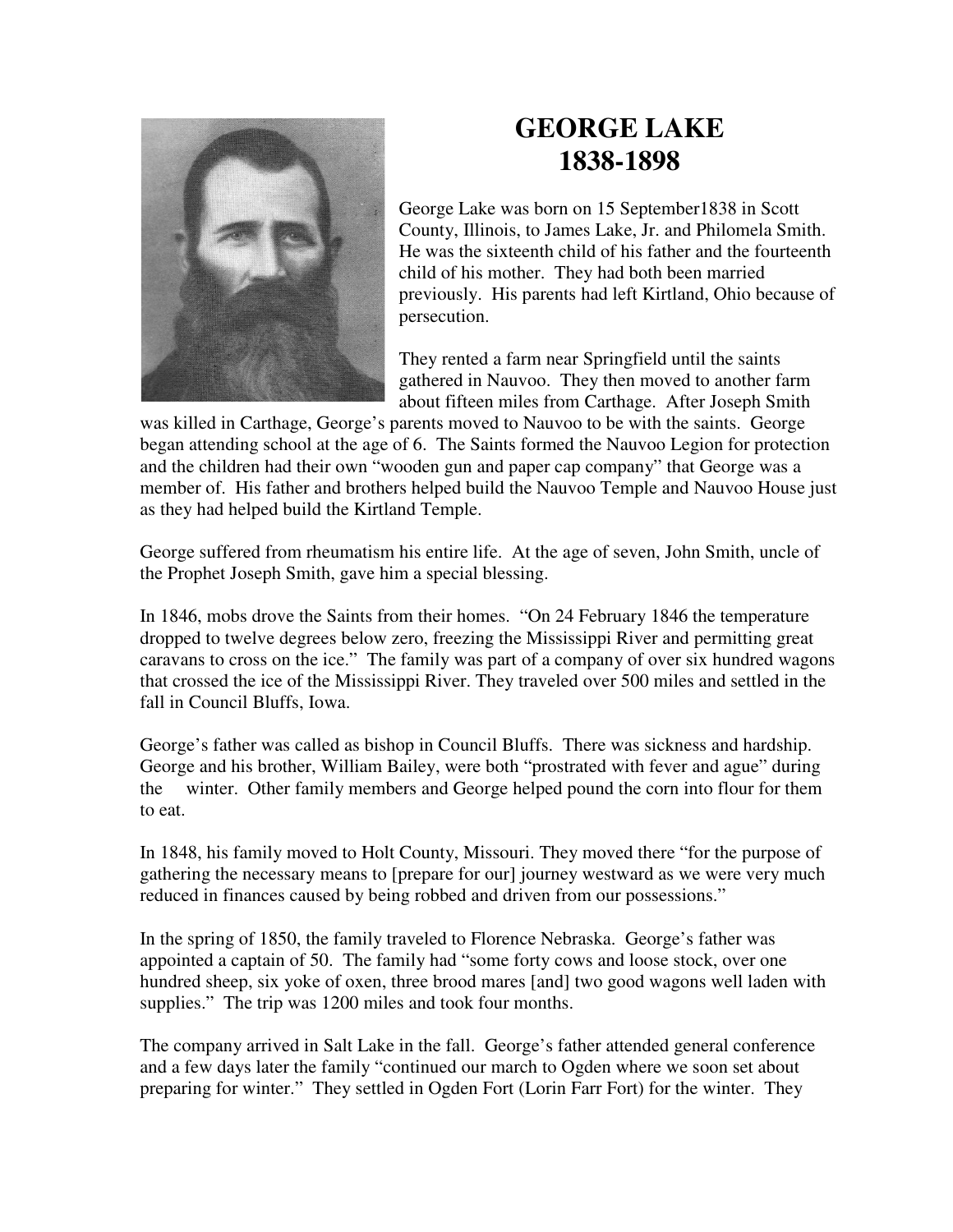# GEORGE LAKE
# 1838-1898

George Lake was born on 15 September1838 in Scott County, Illinois, to James Lake, Jr. and Philomela Smith. He was the sixteenth child of his father and the fourteenth child of his mother. They had both been married previously. His parents had left Kirtland, Ohio because of persecution.

They rented a farm near Springfield until the saints gathered in Nauvoo. They then moved to another farm about fifteen miles from Carthage. After Joseph Smith was killed in Carthage, George's parents moved to Nauvoo to be with the saints. George began attending school at the age of 6. The Saints formed the Nauvoo Legion for protection and the children had their own "wooden gun and paper cap company" that George was a member of. His father and brothers helped build the Nauvoo Temple and Nauvoo House just as they had helped build the Kirtland Temple.

George suffered from rheumatism his entire life. At the age of seven, John Smith, uncle of the Prophet Joseph Smith, gave him a special blessing.

In 1846, mobs drove the Saints from their homes. "On 24 February 1846 the temperature dropped to twelve degrees below zero, freezing the Mississippi River and permitting great caravans to cross on the ice." The family was part of a company of over six hundred wagons that crossed the ice of the Mississippi River. They traveled over 500 miles and settled in the fall in Council Bluffs, Iowa.

George's father was called as bishop in Council Bluffs. There was sickness and hardship. George and his brother, William Bailey, were both "prostrated with fever and ague" during the winter. Other family members and George helped pound the corn into flour for them to eat.

In 1848, his family moved to Holt County, Missouri. They moved there "for the purpose of gathering the necessary means to [prepare for our] journey westward as we were very much reduced in finances caused by being robbed and driven from our possessions."

In the spring of 1850, the family traveled to Florence Nebraska. George's father was appointed a captain of 50. The family had "some forty cows and loose stock, over one hundred sheep, six yoke of oxen, three brood mares [and] two good wagons well laden with supplies." The trip was 1200 miles and took four months.

The company arrived in Salt Lake in the fall. George's father attended general conference and a few days later the family "continued our march to Ogden where we soon set about preparing for winter." They settled in Ogden Fort (Lorin Farr Fort) for the winter. They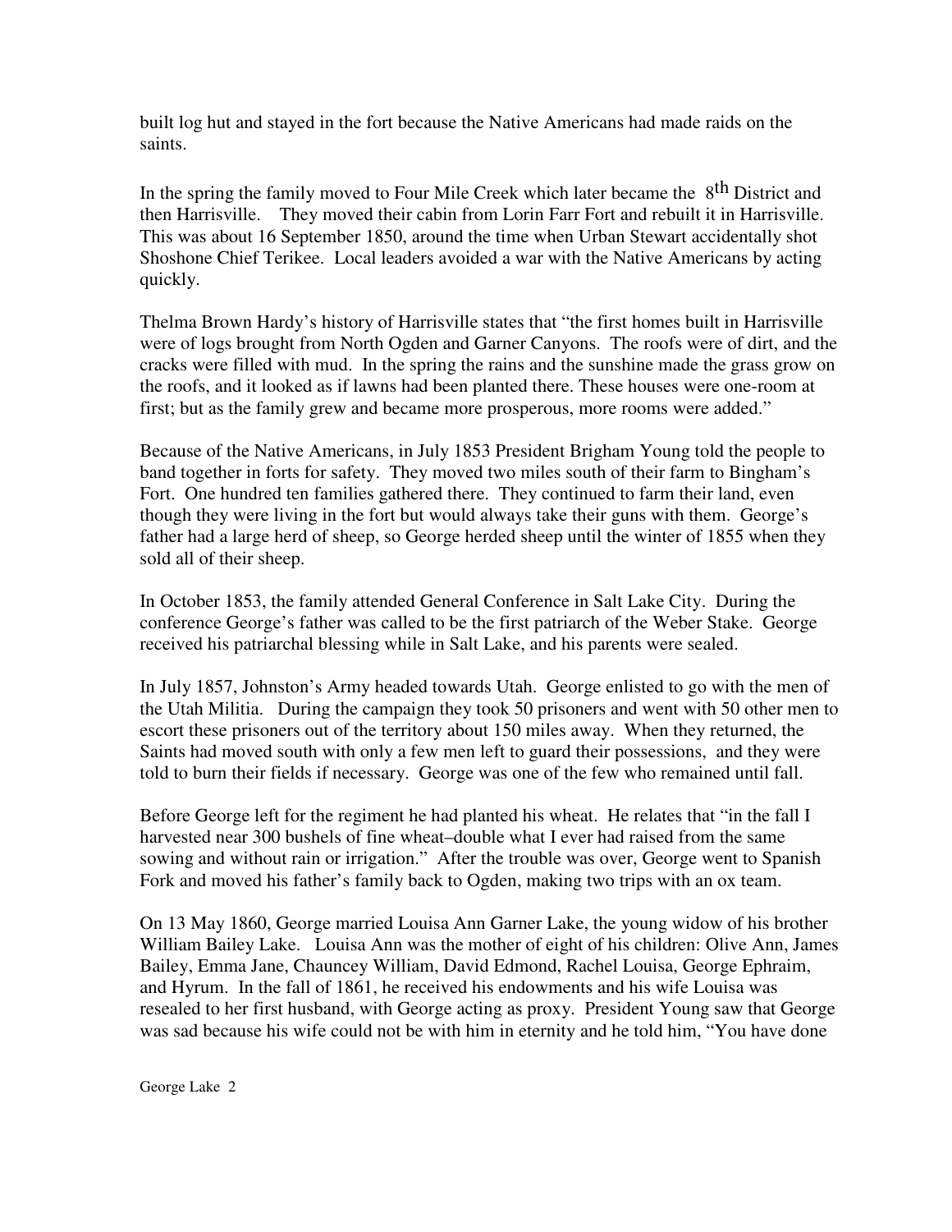built log hut and stayed in the fort because the Native Americans had made raids on the saints.

In the spring the family moved to Four Mile Creek which later became the 8th District and then Harrisville. They moved their cabin from Lorin Farr Fort and rebuilt it in Harrisville. This was about 16 September 1850, around the time when Urban Stewart accidentally shot Shoshone Chief Terikee. Local leaders avoided a war with the Native Americans by acting quickly.

Thelma Brown Hardy's history of Harrisville states that "the first homes built in Harrisville were of logs brought from North Ogden and Garner Canyons. The roofs were of dirt, and the cracks were filled with mud. In the spring the rains and the sunshine made the grass grow on the roofs, and it looked as if lawns had been planted there. These houses were one-room at first; but as the family grew and became more prosperous, more rooms were added."

Because of the Native Americans, in July 1853 President Brigham Young told the people to band together in forts for safety. They moved two miles south of their farm to Bingham's Fort. One hundred ten families gathered there. They continued to farm their land, even though they were living in the fort but would always take their guns with them. George's father had a large herd of sheep, so George herded sheep until the winter of 1855 when they sold all of their sheep.

In October 1853, the family attended General Conference in Salt Lake City. During the conference George's father was called to be the first patriarch of the Weber Stake. George received his patriarchal blessing while in Salt Lake, and his parents were sealed.

In July 1857, Johnston's Army headed towards Utah. George enlisted to go with the men of the Utah Militia. During the campaign they took 50 prisoners and went with 50 other men to escort these prisoners out of the territory about 150 miles away. When they returned, the Saints had moved south with only a few men left to guard their possessions, and they were told to burn their fields if necessary. George was one of the few who remained until fall.

Before George left for the regiment he had planted his wheat. He relates that "in the fall I harvested near 300 bushels of fine wheat–double what I ever had raised from the same sowing and without rain or irrigation." After the trouble was over, George went to Spanish Fork and moved his father's family back to Ogden, making two trips with an ox team.

On 13 May 1860, George married Louisa Ann Garner Lake, the young widow of his brother William Bailey Lake. Louisa Ann was the mother of eight of his children: Olive Ann, James Bailey, Emma Jane, Chauncey William, David Edmond, Rachel Louisa, George Ephraim, and Hyrum. In the fall of 1861, he received his endowments and his wife Louisa was resealed to her first husband, with George acting as proxy. President Young saw that George was sad because his wife could not be with him in eternity and he told him, "You have done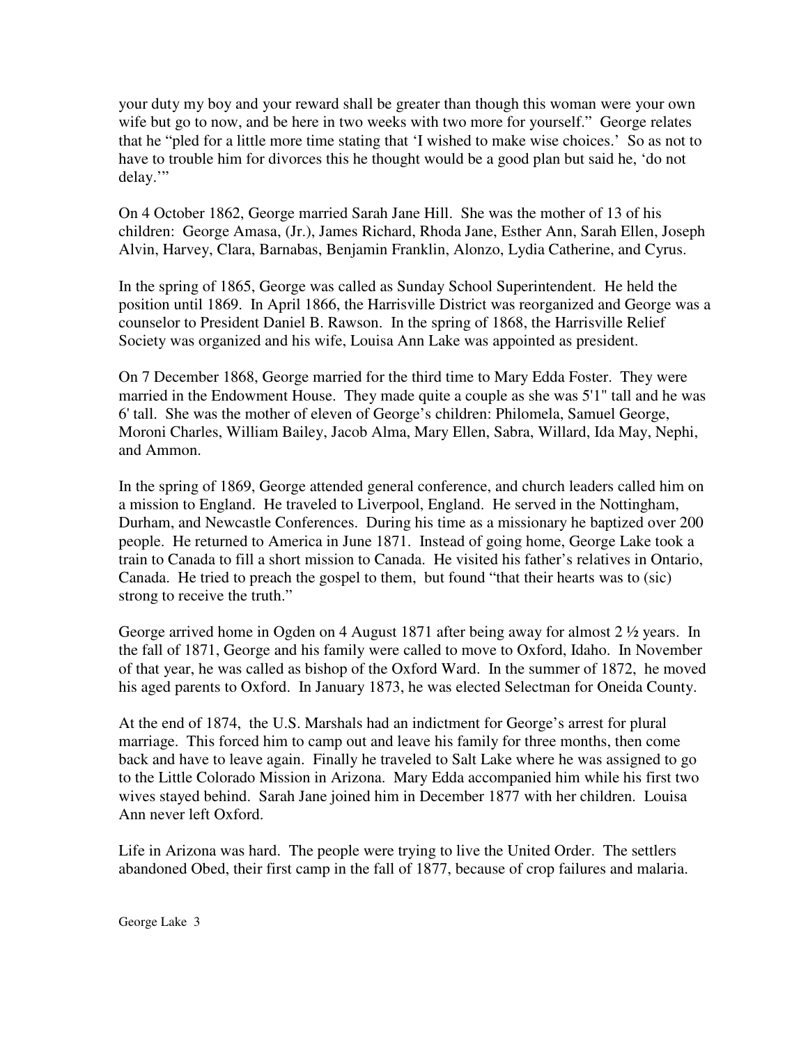your duty my boy and your reward shall be greater than though this woman were your own wife but go to now, and be here in two weeks with two more for yourself." George relates that he "pled for a little more time stating that 'I wished to make wise choices.' So as not to have to trouble him for divorces this he thought would be a good plan but said he, 'do not delay.'"

On 4 October 1862, George married Sarah Jane Hill. She was the mother of 13 of his children: George Amasa, (Jr.), James Richard, Rhoda Jane, Esther Ann, Sarah Ellen, Joseph Alvin, Harvey, Clara, Barnabas, Benjamin Franklin, Alonzo, Lydia Catherine, and Cyrus.

In the spring of 1865, George was called as Sunday School Superintendent. He held the position until 1869. In April 1866, the Harrisville District was reorganized and George was a counselor to President Daniel B. Rawson. In the spring of 1868, the Harrisville Relief Society was organized and his wife, Louisa Ann Lake was appointed as president.

On 7 December 1868, George married for the third time to Mary Edda Foster. They were married in the Endowment House. They made quite a couple as she was 5'1" tall and he was 6' tall. She was the mother of eleven of George's children: Philomela, Samuel George, Moroni Charles, William Bailey, Jacob Alma, Mary Ellen, Sabra, Willard, Ida May, Nephi, and Ammon.

In the spring of 1869, George attended general conference, and church leaders called him on a mission to England. He traveled to Liverpool, England. He served in the Nottingham, Durham, and Newcastle Conferences. During his time as a missionary he baptized over 200 people. He returned to America in June 1871. Instead of going home, George Lake took a train to Canada to fill a short mission to Canada. He visited his father's relatives in Ontario, Canada. He tried to preach the gospel to them, but found "that their hearts was to (sic) strong to receive the truth."

George arrived home in Ogden on 4 August 1871 after being away for almost 2 ½ years. In the fall of 1871, George and his family were called to move to Oxford, Idaho. In November of that year, he was called as bishop of the Oxford Ward. In the summer of 1872, he moved his aged parents to Oxford. In January 1873, he was elected Selectman for Oneida County.

At the end of 1874, the U.S. Marshals had an indictment for George's arrest for plural marriage. This forced him to camp out and leave his family for three months, then come back and have to leave again. Finally he traveled to Salt Lake where he was assigned to go to the Little Colorado Mission in Arizona. Mary Edda accompanied him while his first two wives stayed behind. Sarah Jane joined him in December 1877 with her children. Louisa Ann never left Oxford.

Life in Arizona was hard. The people were trying to live the United Order. The settlers abandoned Obed, their first camp in the fall of 1877, because of crop failures and malaria.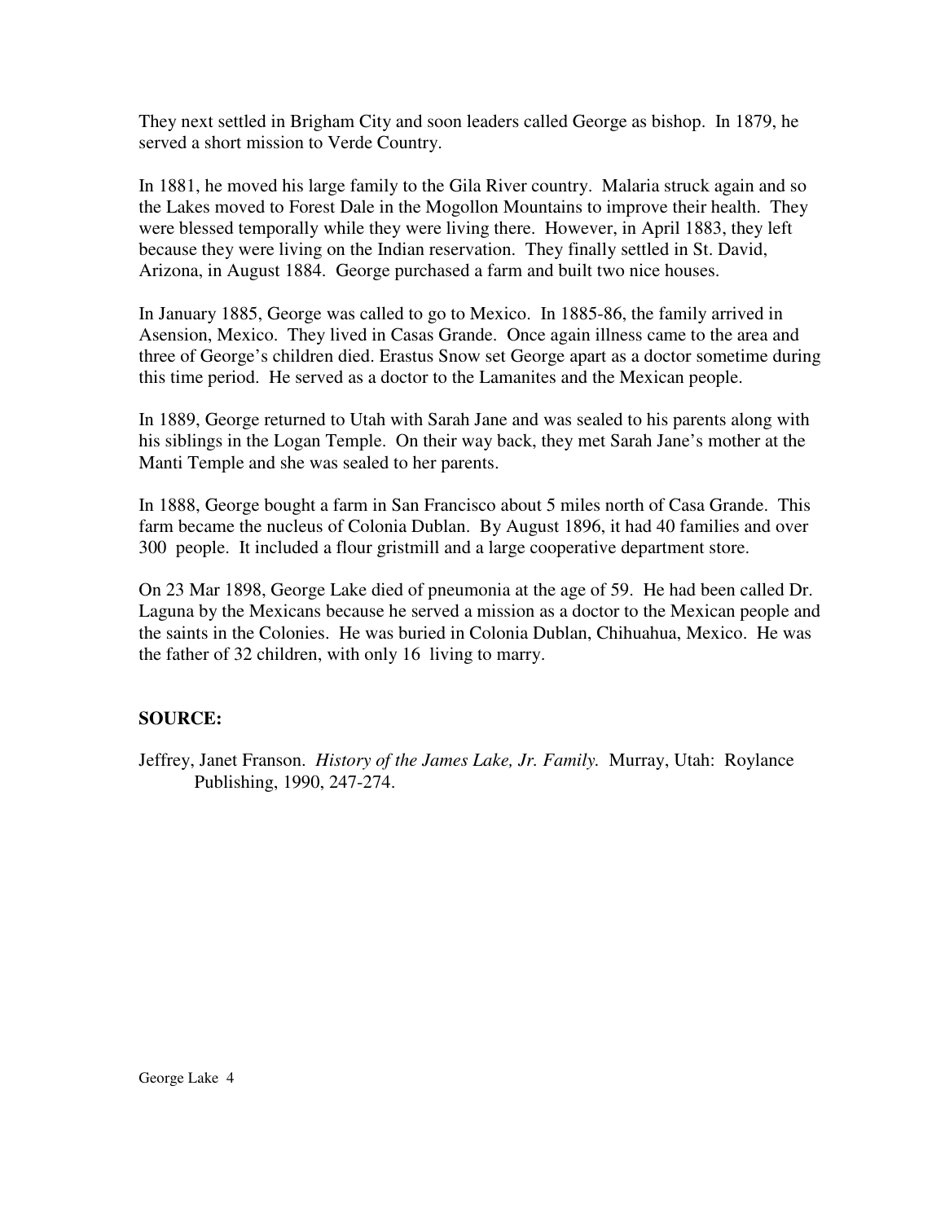They next settled in Brigham City and soon leaders called George as bishop. In 1879, he served a short mission to Verde Country.

In 1881, he moved his large family to the Gila River country. Malaria struck again and so the Lakes moved to Forest Dale in the Mogollon Mountains to improve their health. They were blessed temporally while they were living there. However, in April 1883, they left because they were living on the Indian reservation. They finally settled in St. David, Arizona, in August 1884. George purchased a farm and built two nice houses.

In January 1885, George was called to go to Mexico. In 1885-86, the family arrived in Asension, Mexico. They lived in Casas Grande. Once again illness came to the area and three of George's children died. Erastus Snow set George apart as a doctor sometime during this time period. He served as a doctor to the Lamanites and the Mexican people.

In 1889, George returned to Utah with Sarah Jane and was sealed to his parents along with his siblings in the Logan Temple. On their way back, they met Sarah Jane's mother at the Manti Temple and she was sealed to her parents.

In 1888, George bought a farm in San Francisco about 5 miles north of Casa Grande. This farm became the nucleus of Colonia Dublan. By August 1896, it had 40 families and over 300 people. It included a flour gristmill and a large cooperative department store.

On 23 Mar 1898, George Lake died of pneumonia at the age of 59. He had been called Dr. Laguna by the Mexicans because he served a mission as a doctor to the Mexican people and the saints in the Colonies. He was buried in Colonia Dublan, Chihuahua, Mexico. He was the father of 32 children, with only 16 living to marry.

**SOURCE:**

Jeffrey, Janet Franson. *History of the James Lake, Jr. Family.* Murray, Utah: Roylance Publishing, 1990, 247-274.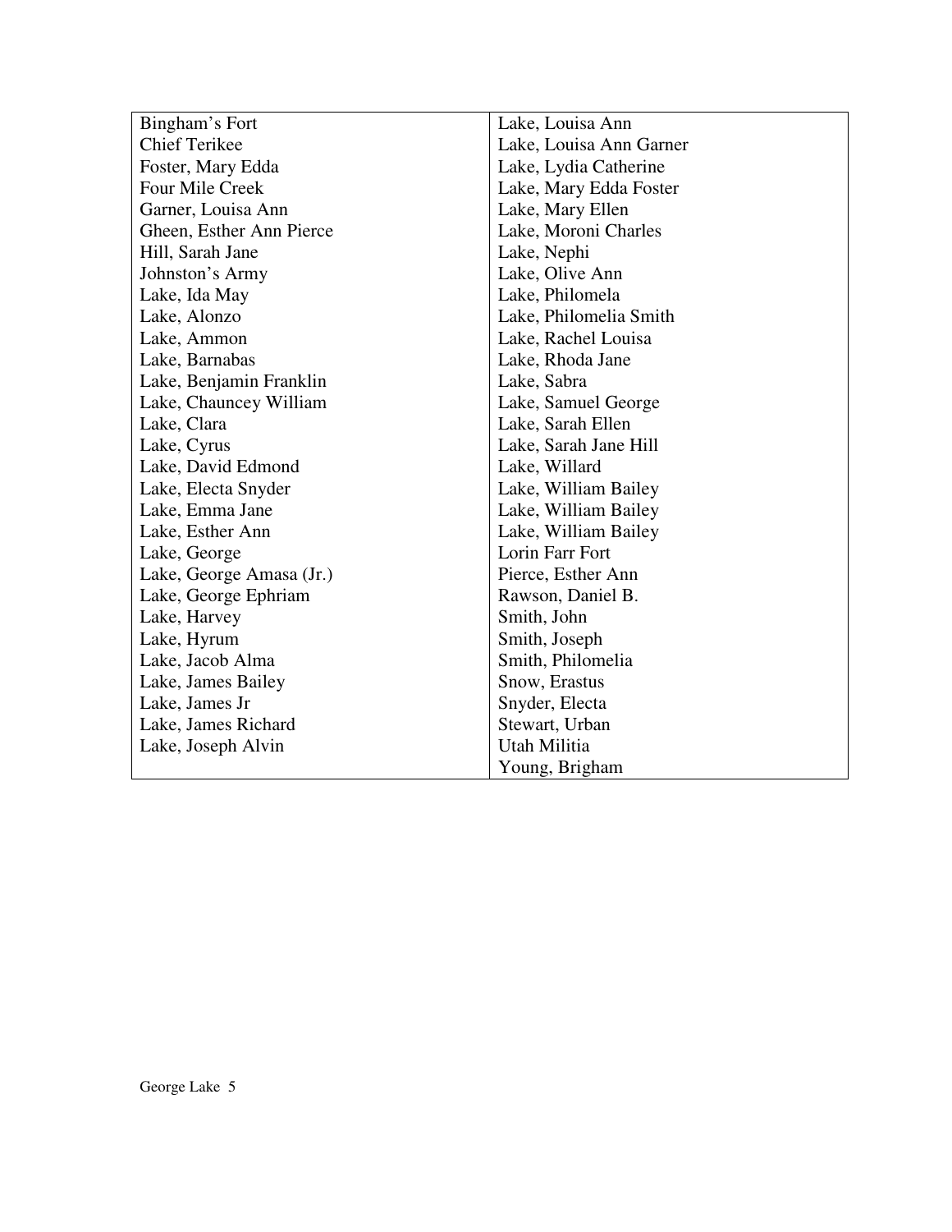| | |
|---|---|
| Bingham's Fort | Lake, Louisa Ann |
| Chief Terikee | Lake, Louisa Ann Garner |
| Foster, Mary Edda | Lake, Lydia Catherine |
| Four Mile Creek | Lake, Mary Edda Foster |
| Garner, Louisa Ann | Lake, Mary Ellen |
| Gheen, Esther Ann Pierce | Lake, Moroni Charles |
| Hill, Sarah Jane | Lake, Nephi |
| Johnston's Army | Lake, Olive Ann |
| Lake, Ida May | Lake, Philomela |
| Lake, Alonzo | Lake, Philomelia Smith |
| Lake, Ammon | Lake, Rachel Louisa |
| Lake, Barnabas | Lake, Rhoda Jane |
| Lake, Benjamin Franklin | Lake, Sabra |
| Lake, Chauncey William | Lake, Samuel George |
| Lake, Clara | Lake, Sarah Ellen |
| Lake, Cyrus | Lake, Sarah Jane Hill |
| Lake, David Edmond | Lake, Willard |
| Lake, Electa Snyder | Lake, William Bailey |
| Lake, Emma Jane | Lake, William Bailey |
| Lake, Esther Ann | Lake, William Bailey |
| Lake, George | Lorin Farr Fort |
| Lake, George Amasa (Jr.) | Pierce, Esther Ann |
| Lake, George Ephriam | Rawson, Daniel B. |
| Lake, Harvey | Smith, John |
| Lake, Hyrum | Smith, Joseph |
| Lake, Jacob Alma | Smith, Philomelia |
| Lake, James Bailey | Snow, Erastus |
| Lake, James Jr | Snyder, Electa |
| Lake, James Richard | Stewart, Urban |
| Lake, Joseph Alvin | Utah Militia |
| | Young, Brigham |